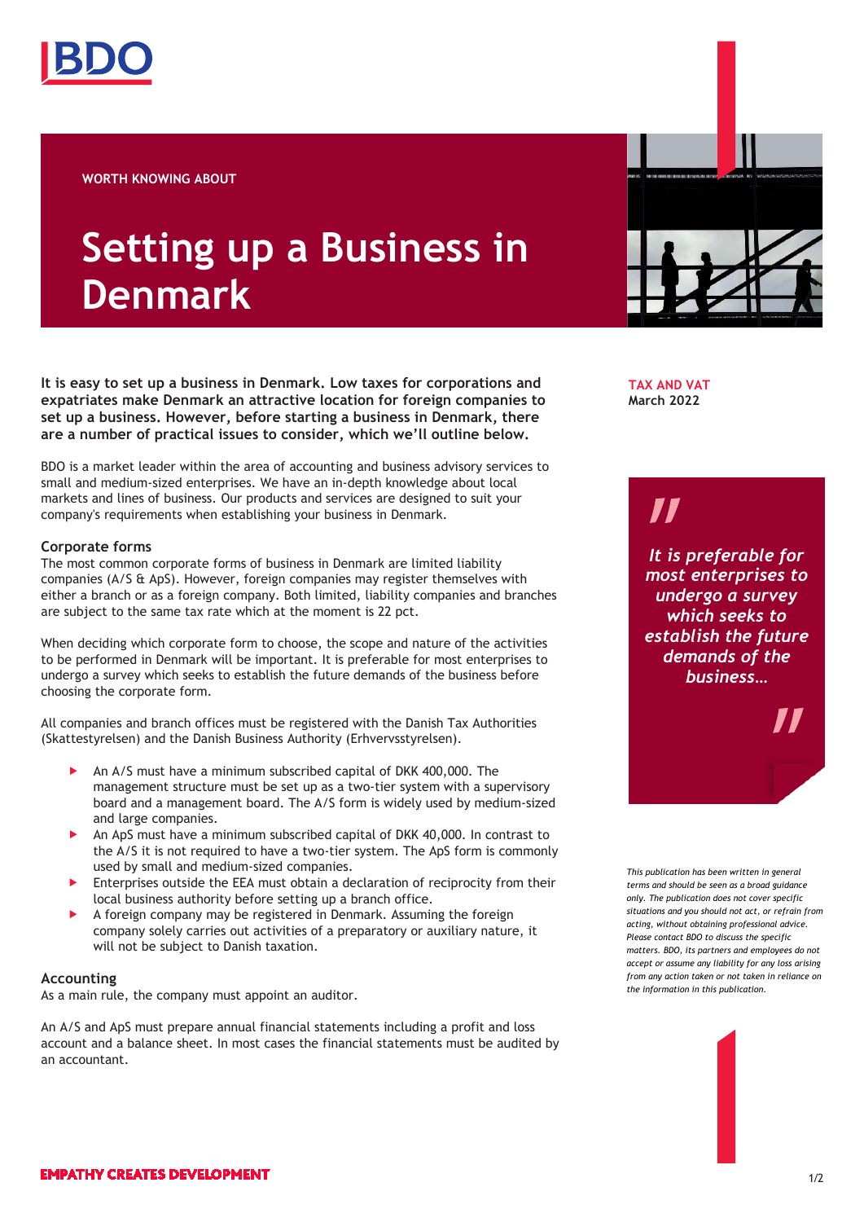WORTH KNOWING ABOUT

# Setting up a Business in Denmark

**TAX AND VAT**
**March 2022**

**It is easy to set up a business in Denmark. Low taxes for corporations and expatriates make Denmark an attractive location for foreign companies to set up a business. However, before starting a business in Denmark, there are a number of practical issues to consider, which we'll outline below.**

BDO is a market leader within the area of accounting and business advisory services to small and medium-sized enterprises. We have an in-depth knowledge about local markets and lines of business. Our products and services are designed to suit your company's requirements when establishing your business in Denmark.

### Corporate forms

The most common corporate forms of business in Denmark are limited liability companies (A/S & ApS). However, foreign companies may register themselves with either a branch or as a foreign company. Both limited, liability companies and branches are subject to the same tax rate which at the moment is 22 pct.

When deciding which corporate form to choose, the scope and nature of the activities to be performed in Denmark will be important. It is preferable for most enterprises to undergo a survey which seeks to establish the future demands of the business before choosing the corporate form.

> *"It is preferable for most enterprises to undergo a survey which seeks to establish the future demands of the business…"*

All companies and branch offices must be registered with the Danish Tax Authorities (Skattestyrelsen) and the Danish Business Authority (Erhvervsstyrelsen).

- An A/S must have a minimum subscribed capital of DKK 400,000. The management structure must be set up as a two-tier system with a supervisory board and a management board. The A/S form is widely used by medium-sized and large companies.
- An ApS must have a minimum subscribed capital of DKK 40,000. In contrast to the A/S it is not required to have a two-tier system. The ApS form is commonly used by small and medium-sized companies.
- Enterprises outside the EEA must obtain a declaration of reciprocity from their local business authority before setting up a branch office.
- A foreign company may be registered in Denmark. Assuming the foreign company solely carries out activities of a preparatory or auxiliary nature, it will not be subject to Danish taxation.

### Accounting

As a main rule, the company must appoint an auditor.

An A/S and ApS must prepare annual financial statements including a profit and loss account and a balance sheet. In most cases the financial statements must be audited by an accountant.

*This publication has been written in general terms and should be seen as a broad guidance only. The publication does not cover specific situations and you should not act, or refrain from acting, without obtaining professional advice. Please contact BDO to discuss the specific matters. BDO, its partners and employees do not accept or assume any liability for any loss arising from any action taken or not taken in reliance on the information in this publication.*

EMPATHY CREATES DEVELOPMENT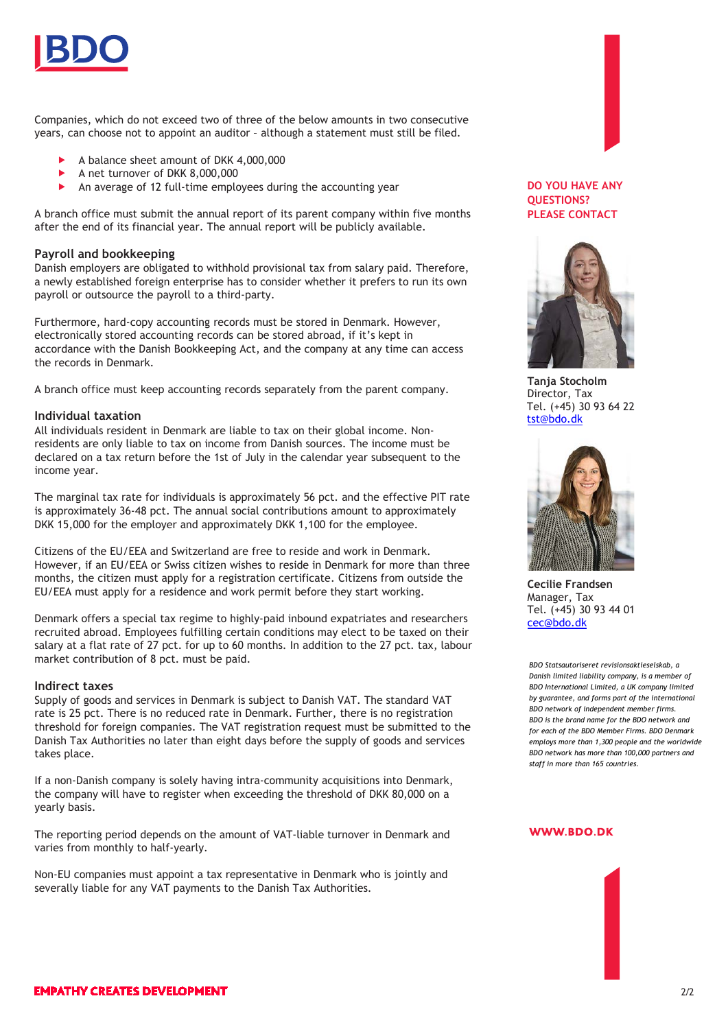Companies, which do not exceed two of three of the below amounts in two consecutive years, can choose not to appoint an auditor – although a statement must still be filed.

- A balance sheet amount of DKK 4,000,000
- A net turnover of DKK 8,000,000
- An average of 12 full-time employees during the accounting year

A branch office must submit the annual report of its parent company within five months after the end of its financial year. The annual report will be publicly available.

### Payroll and bookkeeping

Danish employers are obligated to withhold provisional tax from salary paid. Therefore, a newly established foreign enterprise has to consider whether it prefers to run its own payroll or outsource the payroll to a third-party.

Furthermore, hard-copy accounting records must be stored in Denmark. However, electronically stored accounting records can be stored abroad, if it's kept in accordance with the Danish Bookkeeping Act, and the company at any time can access the records in Denmark.

A branch office must keep accounting records separately from the parent company.

### Individual taxation

All individuals resident in Denmark are liable to tax on their global income. Non-residents are only liable to tax on income from Danish sources. The income must be declared on a tax return before the 1st of July in the calendar year subsequent to the income year.

The marginal tax rate for individuals is approximately 56 pct. and the effective PIT rate is approximately 36-48 pct. The annual social contributions amount to approximately DKK 15,000 for the employer and approximately DKK 1,100 for the employee.

Citizens of the EU/EEA and Switzerland are free to reside and work in Denmark. However, if an EU/EEA or Swiss citizen wishes to reside in Denmark for more than three months, the citizen must apply for a registration certificate. Citizens from outside the EU/EEA must apply for a residence and work permit before they start working.

Denmark offers a special tax regime to highly-paid inbound expatriates and researchers recruited abroad. Employees fulfilling certain conditions may elect to be taxed on their salary at a flat rate of 27 pct. for up to 60 months. In addition to the 27 pct. tax, labour market contribution of 8 pct. must be paid.

### Indirect taxes

Supply of goods and services in Denmark is subject to Danish VAT. The standard VAT rate is 25 pct. There is no reduced rate in Denmark. Further, there is no registration threshold for foreign companies. The VAT registration request must be submitted to the Danish Tax Authorities no later than eight days before the supply of goods and services takes place.

If a non-Danish company is solely having intra-community acquisitions into Denmark, the company will have to register when exceeding the threshold of DKK 80,000 on a yearly basis.

The reporting period depends on the amount of VAT-liable turnover in Denmark and varies from monthly to half-yearly.

Non-EU companies must appoint a tax representative in Denmark who is jointly and severally liable for any VAT payments to the Danish Tax Authorities.

**DO YOU HAVE ANY QUESTIONS? PLEASE CONTACT**

**Tanja Stocholm**
Director, Tax
Tel. (+45) 30 93 64 22
tst@bdo.dk

**Cecilie Frandsen**
Manager, Tax
Tel. (+45) 30 93 44 01
cec@bdo.dk

*BDO Statsautoriseret revisionsaktieselskab, a Danish limited liability company, is a member of BDO International Limited, a UK company limited by guarantee, and forms part of the international BDO network of independent member firms. BDO is the brand name for the BDO network and for each of the BDO Member Firms. BDO Denmark employs more than 1,300 people and the worldwide BDO network has more than 100,000 partners and staff in more than 165 countries.*

**WWW.BDO.DK**

**EMPATHY CREATES DEVELOPMENT**